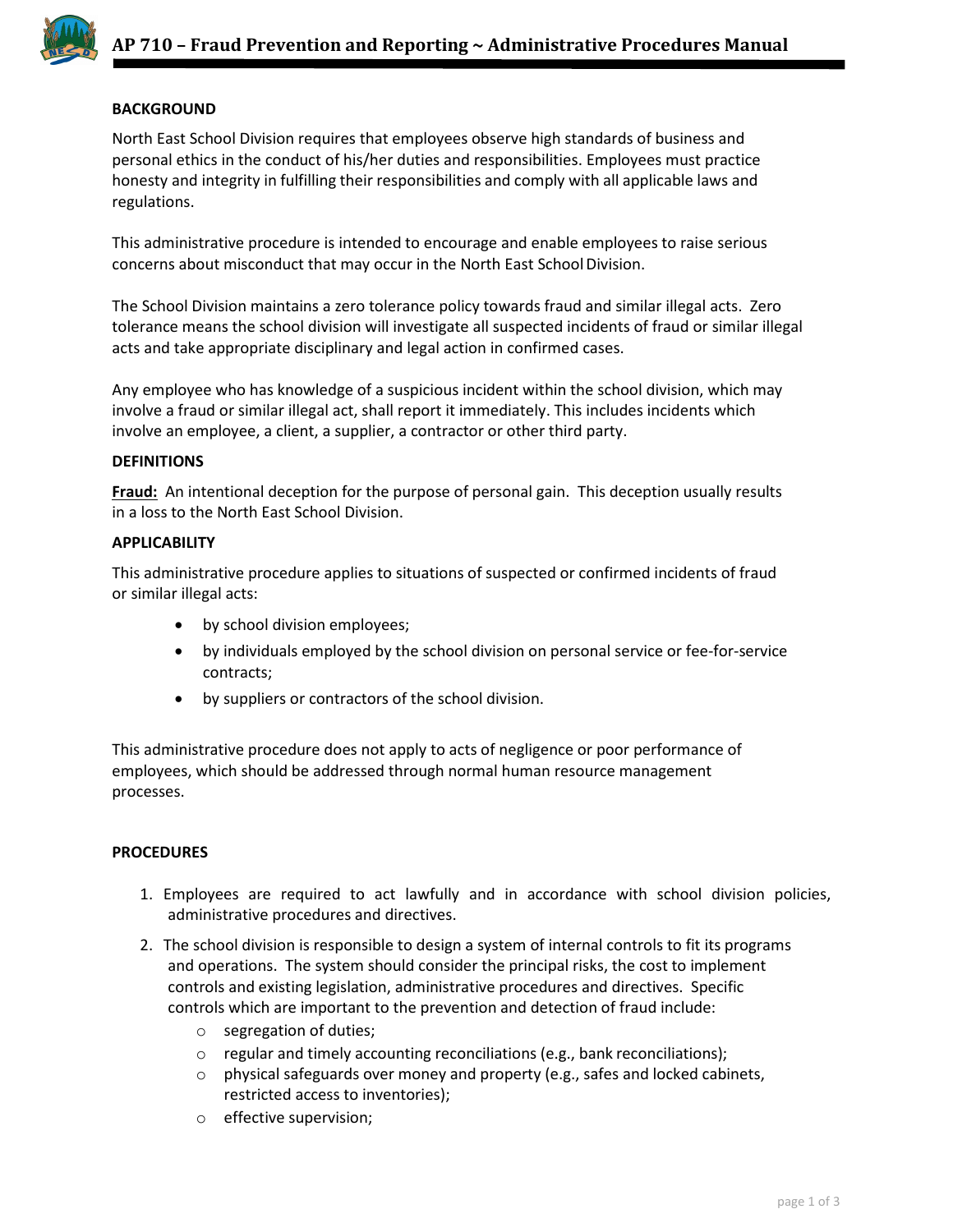# AP 710 – Fraud Prevention and Reporting ~ Administrative Procedures Manual

## BACKGROUND

North East School Division requires that employees observe high standards of business and personal ethics in the conduct of his/her duties and responsibilities. Employees must practice honesty and integrity in fulfilling their responsibilities and comply with all applicable laws and regulations.

This administrative procedure is intended to encourage and enable employees to raise serious concerns about misconduct that may occur in the North East School Division.

The School Division maintains a zero tolerance policy towards fraud and similar illegal acts. Zero tolerance means the school division will investigate all suspected incidents of fraud or similar illegal acts and take appropriate disciplinary and legal action in confirmed cases.

Any employee who has knowledge of a suspicious incident within the school division, which may involve a fraud or similar illegal act, shall report it immediately. This includes incidents which involve an employee, a client, a supplier, a contractor or other third party.

## DEFINITIONS

**Fraud:** An intentional deception for the purpose of personal gain. This deception usually results in a loss to the North East School Division.

## APPLICABILITY

This administrative procedure applies to situations of suspected or confirmed incidents of fraud or similar illegal acts:

- by school division employees;
- by individuals employed by the school division on personal service or fee-for-service contracts;
- by suppliers or contractors of the school division.

This administrative procedure does not apply to acts of negligence or poor performance of employees, which should be addressed through normal human resource management processes.

## PROCEDURES

1. Employees are required to act lawfully and in accordance with school division policies, administrative procedures and directives.
2. The school division is responsible to design a system of internal controls to fit its programs and operations. The system should consider the principal risks, the cost to implement controls and existing legislation, administrative procedures and directives. Specific controls which are important to the prevention and detection of fraud include:
   - segregation of duties;
   - regular and timely accounting reconciliations (e.g., bank reconciliations);
   - physical safeguards over money and property (e.g., safes and locked cabinets, restricted access to inventories);
   - effective supervision;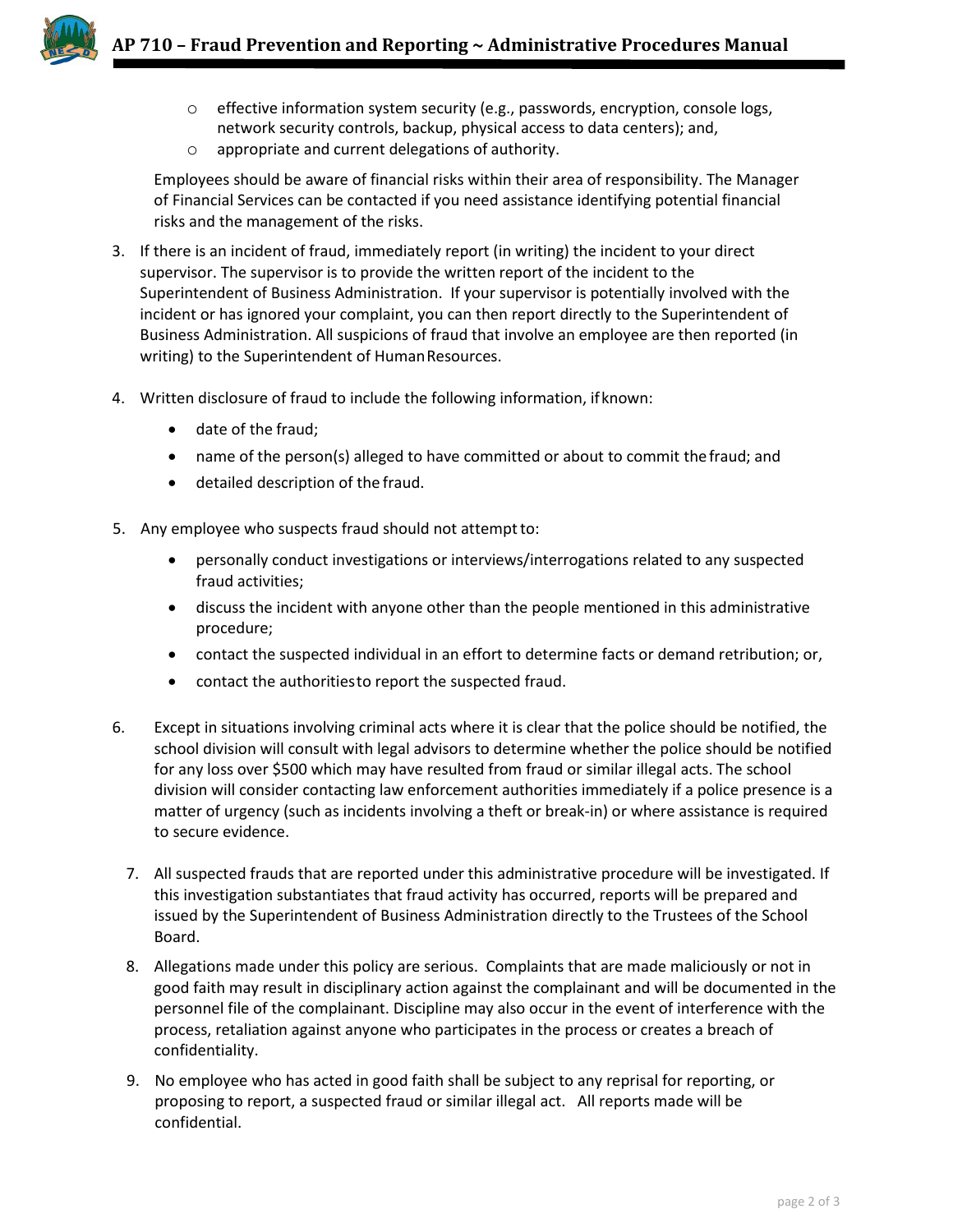- effective information system security (e.g., passwords, encryption, console logs, network security controls, backup, physical access to data centers); and,
- appropriate and current delegations of authority.

Employees should be aware of financial risks within their area of responsibility. The Manager of Financial Services can be contacted if you need assistance identifying potential financial risks and the management of the risks.

3. If there is an incident of fraud, immediately report (in writing) the incident to your direct supervisor. The supervisor is to provide the written report of the incident to the Superintendent of Business Administration. If your supervisor is potentially involved with the incident or has ignored your complaint, you can then report directly to the Superintendent of Business Administration. All suspicions of fraud that involve an employee are then reported (in writing) to the Superintendent of Human Resources.

4. Written disclosure of fraud to include the following information, if known:

   - date of the fraud;
   - name of the person(s) alleged to have committed or about to commit the fraud; and
   - detailed description of the fraud.

5. Any employee who suspects fraud should not attempt to:

   - personally conduct investigations or interviews/interrogations related to any suspected fraud activities;
   - discuss the incident with anyone other than the people mentioned in this administrative procedure;
   - contact the suspected individual in an effort to determine facts or demand retribution; or,
   - contact the authorities to report the suspected fraud.

6. Except in situations involving criminal acts where it is clear that the police should be notified, the school division will consult with legal advisors to determine whether the police should be notified for any loss over $500 which may have resulted from fraud or similar illegal acts. The school division will consider contacting law enforcement authorities immediately if a police presence is a matter of urgency (such as incidents involving a theft or break-in) or where assistance is required to secure evidence.

7. All suspected frauds that are reported under this administrative procedure will be investigated. If this investigation substantiates that fraud activity has occurred, reports will be prepared and issued by the Superintendent of Business Administration directly to the Trustees of the School Board.

8. Allegations made under this policy are serious. Complaints that are made maliciously or not in good faith may result in disciplinary action against the complainant and will be documented in the personnel file of the complainant. Discipline may also occur in the event of interference with the process, retaliation against anyone who participates in the process or creates a breach of confidentiality.

9. No employee who has acted in good faith shall be subject to any reprisal for reporting, or proposing to report, a suspected fraud or similar illegal act. All reports made will be confidential.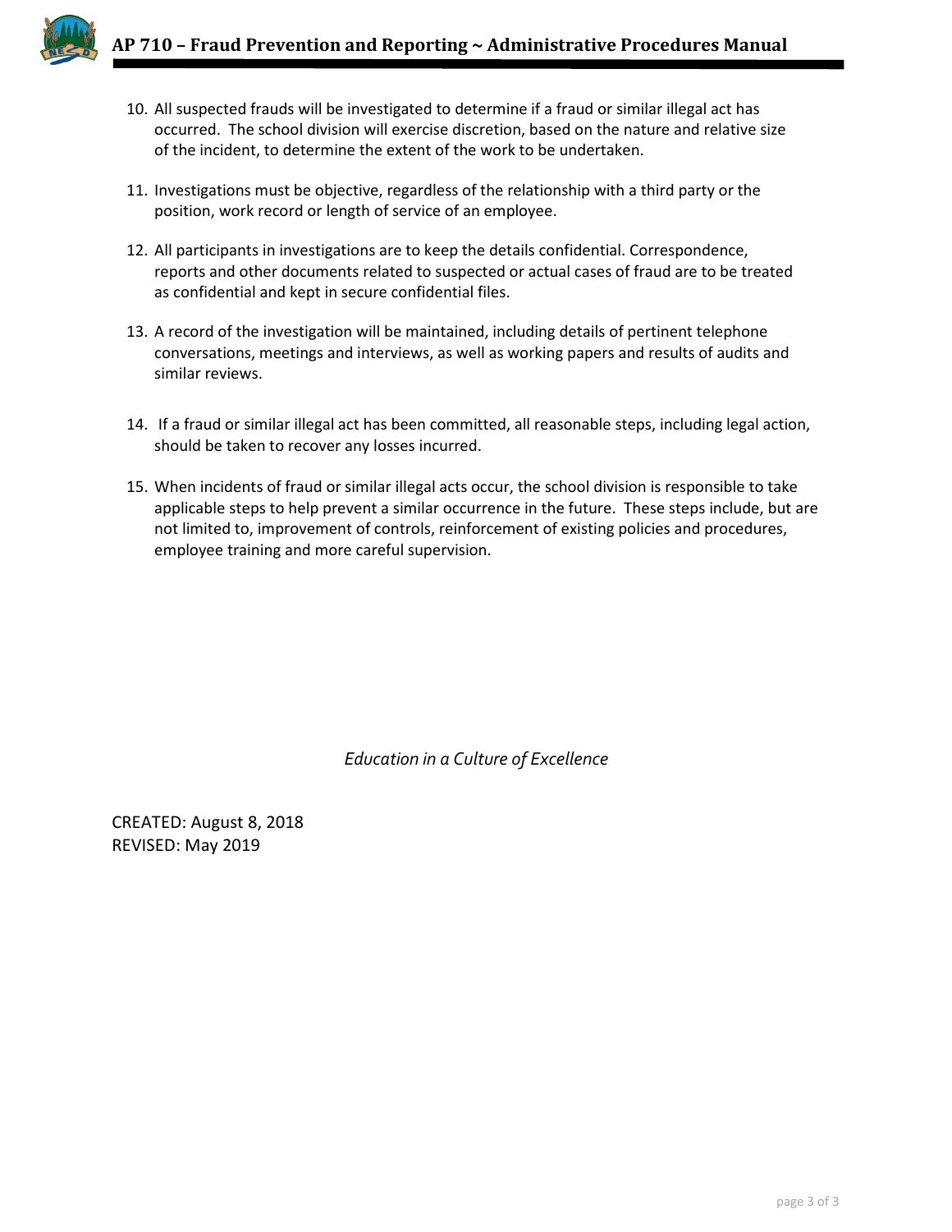10. All suspected frauds will be investigated to determine if a fraud or similar illegal act has occurred. The school division will exercise discretion, based on the nature and relative size of the incident, to determine the extent of the work to be undertaken.

11. Investigations must be objective, regardless of the relationship with a third party or the position, work record or length of service of an employee.

12. All participants in investigations are to keep the details confidential. Correspondence, reports and other documents related to suspected or actual cases of fraud are to be treated as confidential and kept in secure confidential files.

13. A record of the investigation will be maintained, including details of pertinent telephone conversations, meetings and interviews, as well as working papers and results of audits and similar reviews.

14. If a fraud or similar illegal act has been committed, all reasonable steps, including legal action, should be taken to recover any losses incurred.

15. When incidents of fraud or similar illegal acts occur, the school division is responsible to take applicable steps to help prevent a similar occurrence in the future. These steps include, but are not limited to, improvement of controls, reinforcement of existing policies and procedures, employee training and more careful supervision.

*Education in a Culture of Excellence*

CREATED: August 8, 2018
REVISED: May 2019